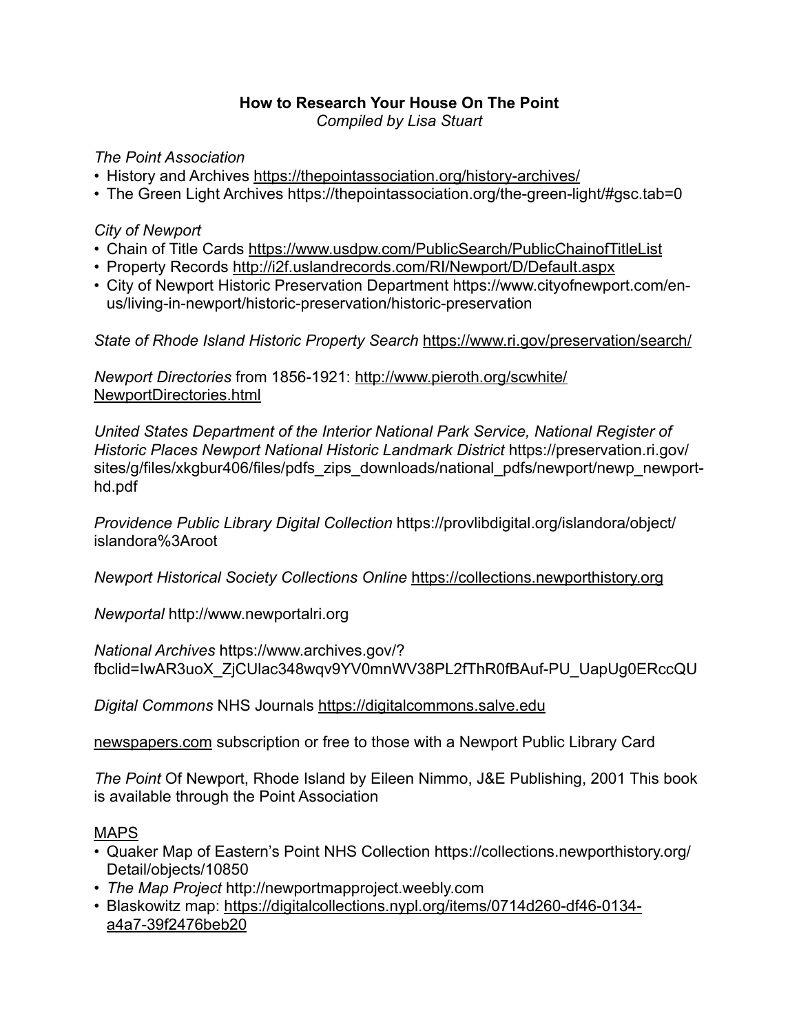**How to Research Your House On The Point**

*Compiled by Lisa Stuart*

*The Point Association*

- History and Archives https://thepointassociation.org/history-archives/
- The Green Light Archives https://thepointassociation.org/the-green-light/#gsc.tab=0

*City of Newport*

- Chain of Title Cards https://www.usdpw.com/PublicSearch/PublicChainofTitleList
- Property Records http://i2f.uslandrecords.com/RI/Newport/D/Default.aspx
- City of Newport Historic Preservation Department https://www.cityofnewport.com/en-us/living-in-newport/historic-preservation/historic-preservation

*State of Rhode Island Historic Property Search* https://www.ri.gov/preservation/search/

*Newport Directories* from 1856-1921: http://www.pieroth.org/scwhite/NewportDirectories.html

*United States Department of the Interior National Park Service, National Register of Historic Places Newport National Historic Landmark District* https://preservation.ri.gov/sites/g/files/xkgbur406/files/pdfs_zips_downloads/national_pdfs/newport/newp_newport-hd.pdf

*Providence Public Library Digital Collection* https://provlibdigital.org/islandora/object/islandora%3Aroot

*Newport Historical Society Collections Online* https://collections.newporthistory.org

*Newportal* http://www.newportalri.org

*National Archives* https://www.archives.gov/?fbclid=IwAR3uoX_ZjCUlac348wqv9YV0mnWV38PL2fThR0fBAuf-PU_UapUg0ERccQU

*Digital Commons* NHS Journals https://digitalcommons.salve.edu

newspapers.com subscription or free to those with a Newport Public Library Card

*The Point* Of Newport, Rhode Island by Eileen Nimmo, J&E Publishing, 2001 This book is available through the Point Association

MAPS

- Quaker Map of Eastern's Point NHS Collection https://collections.newporthistory.org/Detail/objects/10850
- *The Map Project* http://newportmapproject.weebly.com
- Blaskowitz map: https://digitalcollections.nypl.org/items/0714d260-df46-0134-a4a7-39f2476beb20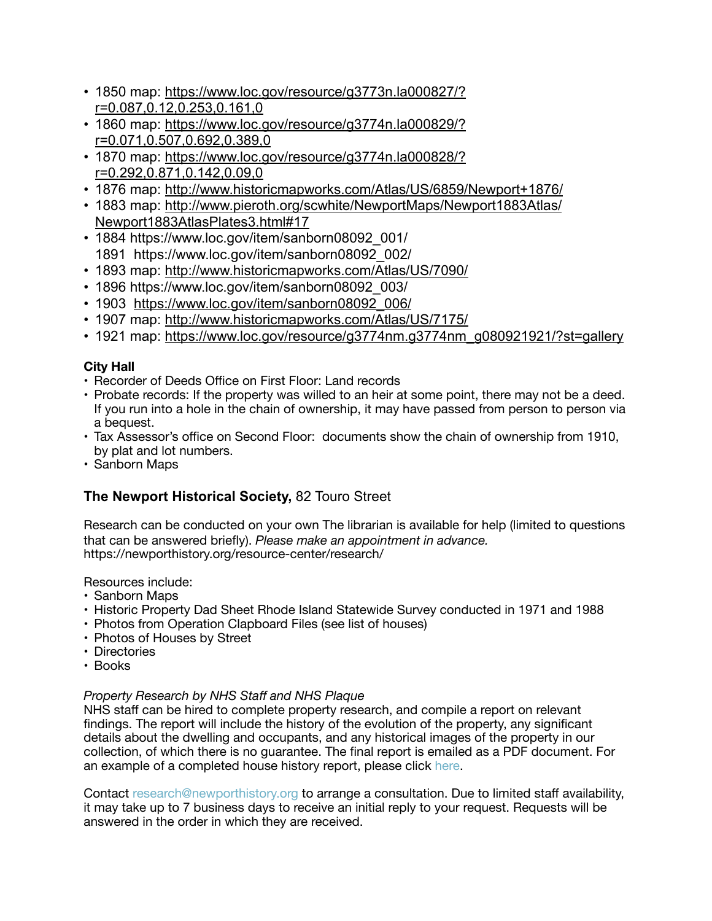- 1850 map: https://www.loc.gov/resource/g3773n.la000827/?r=0.087,0.12,0.253,0.161,0
- 1860 map: https://www.loc.gov/resource/g3774n.la000829/?r=0.071,0.507,0.692,0.389,0
- 1870 map: https://www.loc.gov/resource/g3774n.la000828/?r=0.292,0.871,0.142,0.09,0
- 1876 map: http://www.historicmapworks.com/Atlas/US/6859/Newport+1876/
- 1883 map: http://www.pieroth.org/scwhite/NewportMaps/Newport1883Atlas/Newport1883AtlasPlates3.html#17
- 1884 https://www.loc.gov/item/sanborn08092_001/
  1891 https://www.loc.gov/item/sanborn08092_002/
- 1893 map: http://www.historicmapworks.com/Atlas/US/7090/
- 1896 https://www.loc.gov/item/sanborn08092_003/
- 1903 https://www.loc.gov/item/sanborn08092_006/
- 1907 map: http://www.historicmapworks.com/Atlas/US/7175/
- 1921 map: https://www.loc.gov/resource/g3774nm.g3774nm_g080921921/?st=gallery

**City Hall**

- Recorder of Deeds Office on First Floor: Land records
- Probate records: If the property was willed to an heir at some point, there may not be a deed. If you run into a hole in the chain of ownership, it may have passed from person to person via a bequest.
- Tax Assessor's office on Second Floor: documents show the chain of ownership from 1910, by plat and lot numbers.
- Sanborn Maps

## **The Newport Historical Society,** 82 Touro Street

Research can be conducted on your own The librarian is available for help (limited to questions that can be answered briefly). *Please make an appointment in advance.*
https://newporthistory.org/resource-center/research/

Resources include:

- Sanborn Maps
- Historic Property Dad Sheet Rhode Island Statewide Survey conducted in 1971 and 1988
- Photos from Operation Clapboard Files (see list of houses)
- Photos of Houses by Street
- Directories
- Books

*Property Research by NHS Staff and NHS Plaque*

NHS staff can be hired to complete property research, and compile a report on relevant findings. The report will include the history of the evolution of the property, any significant details about the dwelling and occupants, and any historical images of the property in our collection, of which there is no guarantee. The final report is emailed as a PDF document. For an example of a completed house history report, please click here.

Contact research@newporthistory.org to arrange a consultation. Due to limited staff availability, it may take up to 7 business days to receive an initial reply to your request. Requests will be answered in the order in which they are received.